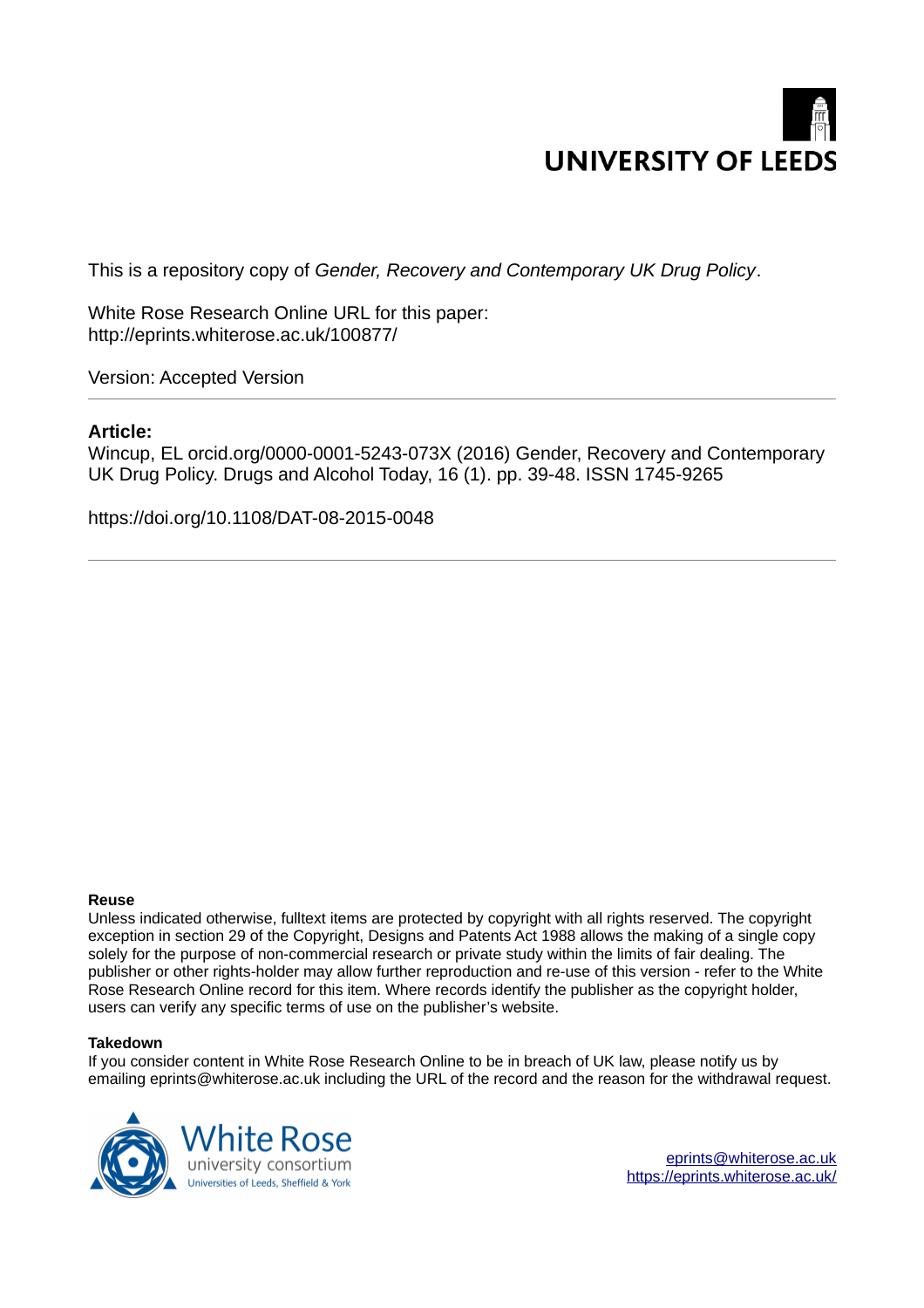UNIVERSITY OF LEEDS

This is a repository copy of *Gender, Recovery and Contemporary UK Drug Policy*.

White Rose Research Online URL for this paper:
http://eprints.whiterose.ac.uk/100877/

Version: Accepted Version

---

**Article:**

Wincup, EL orcid.org/0000-0001-5243-073X (2016) Gender, Recovery and Contemporary UK Drug Policy. Drugs and Alcohol Today, 16 (1). pp. 39-48. ISSN 1745-9265

https://doi.org/10.1108/DAT-08-2015-0048

---

**Reuse**

Unless indicated otherwise, fulltext items are protected by copyright with all rights reserved. The copyright exception in section 29 of the Copyright, Designs and Patents Act 1988 allows the making of a single copy solely for the purpose of non-commercial research or private study within the limits of fair dealing. The publisher or other rights-holder may allow further reproduction and re-use of this version - refer to the White Rose Research Online record for this item. Where records identify the publisher as the copyright holder, users can verify any specific terms of use on the publisher's website.

**Takedown**

If you consider content in White Rose Research Online to be in breach of UK law, please notify us by emailing eprints@whiterose.ac.uk including the URL of the record and the reason for the withdrawal request.

White Rose university consortium
Universities of Leeds, Sheffield & York

eprints@whiterose.ac.uk
https://eprints.whiterose.ac.uk/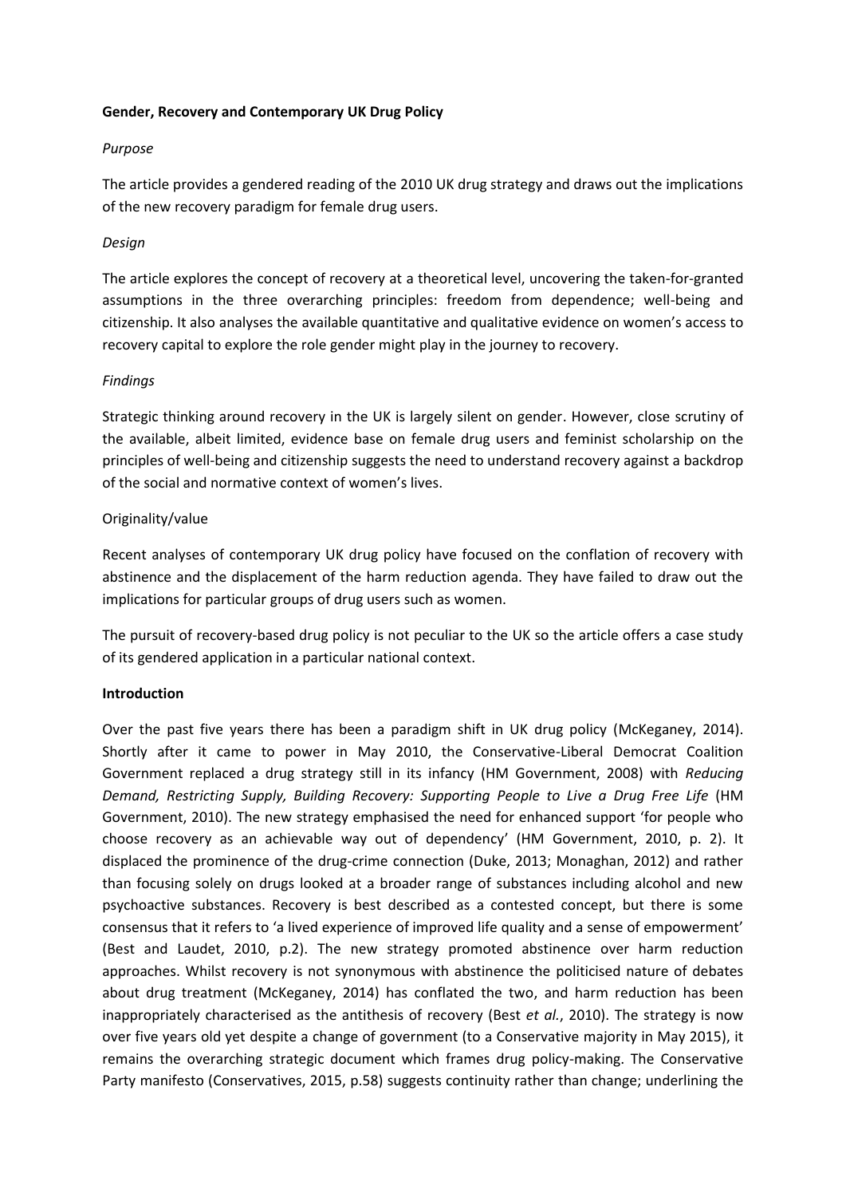**Gender, Recovery and Contemporary UK Drug Policy**

*Purpose*

The article provides a gendered reading of the 2010 UK drug strategy and draws out the implications of the new recovery paradigm for female drug users.

*Design*

The article explores the concept of recovery at a theoretical level, uncovering the taken-for-granted assumptions in the three overarching principles: freedom from dependence; well-being and citizenship. It also analyses the available quantitative and qualitative evidence on women's access to recovery capital to explore the role gender might play in the journey to recovery.

*Findings*

Strategic thinking around recovery in the UK is largely silent on gender. However, close scrutiny of the available, albeit limited, evidence base on female drug users and feminist scholarship on the principles of well-being and citizenship suggests the need to understand recovery against a backdrop of the social and normative context of women's lives.

Originality/value

Recent analyses of contemporary UK drug policy have focused on the conflation of recovery with abstinence and the displacement of the harm reduction agenda. They have failed to draw out the implications for particular groups of drug users such as women.

The pursuit of recovery-based drug policy is not peculiar to the UK so the article offers a case study of its gendered application in a particular national context.

**Introduction**

Over the past five years there has been a paradigm shift in UK drug policy (McKeganey, 2014). Shortly after it came to power in May 2010, the Conservative-Liberal Democrat Coalition Government replaced a drug strategy still in its infancy (HM Government, 2008) with *Reducing Demand, Restricting Supply, Building Recovery: Supporting People to Live a Drug Free Life* (HM Government, 2010). The new strategy emphasised the need for enhanced support 'for people who choose recovery as an achievable way out of dependency' (HM Government, 2010, p. 2). It displaced the prominence of the drug-crime connection (Duke, 2013; Monaghan, 2012) and rather than focusing solely on drugs looked at a broader range of substances including alcohol and new psychoactive substances. Recovery is best described as a contested concept, but there is some consensus that it refers to 'a lived experience of improved life quality and a sense of empowerment' (Best and Laudet, 2010, p.2). The new strategy promoted abstinence over harm reduction approaches. Whilst recovery is not synonymous with abstinence the politicised nature of debates about drug treatment (McKeganey, 2014) has conflated the two, and harm reduction has been inappropriately characterised as the antithesis of recovery (Best *et al.*, 2010). The strategy is now over five years old yet despite a change of government (to a Conservative majority in May 2015), it remains the overarching strategic document which frames drug policy-making. The Conservative Party manifesto (Conservatives, 2015, p.58) suggests continuity rather than change; underlining the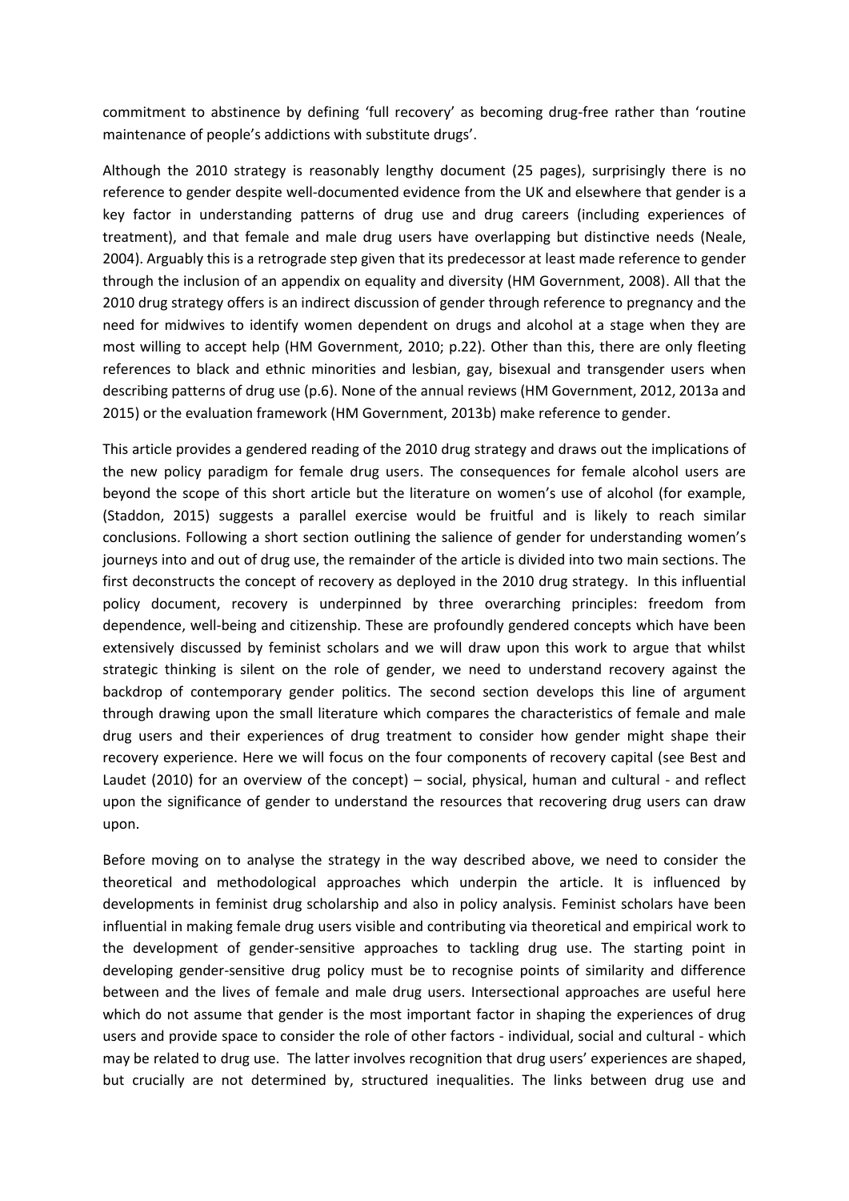commitment to abstinence by defining 'full recovery' as becoming drug-free rather than 'routine maintenance of people's addictions with substitute drugs'.

Although the 2010 strategy is reasonably lengthy document (25 pages), surprisingly there is no reference to gender despite well-documented evidence from the UK and elsewhere that gender is a key factor in understanding patterns of drug use and drug careers (including experiences of treatment), and that female and male drug users have overlapping but distinctive needs (Neale, 2004). Arguably this is a retrograde step given that its predecessor at least made reference to gender through the inclusion of an appendix on equality and diversity (HM Government, 2008). All that the 2010 drug strategy offers is an indirect discussion of gender through reference to pregnancy and the need for midwives to identify women dependent on drugs and alcohol at a stage when they are most willing to accept help (HM Government, 2010; p.22). Other than this, there are only fleeting references to black and ethnic minorities and lesbian, gay, bisexual and transgender users when describing patterns of drug use (p.6). None of the annual reviews (HM Government, 2012, 2013a and 2015) or the evaluation framework (HM Government, 2013b) make reference to gender.

This article provides a gendered reading of the 2010 drug strategy and draws out the implications of the new policy paradigm for female drug users. The consequences for female alcohol users are beyond the scope of this short article but the literature on women's use of alcohol (for example, (Staddon, 2015) suggests a parallel exercise would be fruitful and is likely to reach similar conclusions. Following a short section outlining the salience of gender for understanding women's journeys into and out of drug use, the remainder of the article is divided into two main sections. The first deconstructs the concept of recovery as deployed in the 2010 drug strategy. In this influential policy document, recovery is underpinned by three overarching principles: freedom from dependence, well-being and citizenship. These are profoundly gendered concepts which have been extensively discussed by feminist scholars and we will draw upon this work to argue that whilst strategic thinking is silent on the role of gender, we need to understand recovery against the backdrop of contemporary gender politics. The second section develops this line of argument through drawing upon the small literature which compares the characteristics of female and male drug users and their experiences of drug treatment to consider how gender might shape their recovery experience. Here we will focus on the four components of recovery capital (see Best and Laudet (2010) for an overview of the concept) – social, physical, human and cultural - and reflect upon the significance of gender to understand the resources that recovering drug users can draw upon.

Before moving on to analyse the strategy in the way described above, we need to consider the theoretical and methodological approaches which underpin the article. It is influenced by developments in feminist drug scholarship and also in policy analysis. Feminist scholars have been influential in making female drug users visible and contributing via theoretical and empirical work to the development of gender-sensitive approaches to tackling drug use. The starting point in developing gender-sensitive drug policy must be to recognise points of similarity and difference between and the lives of female and male drug users. Intersectional approaches are useful here which do not assume that gender is the most important factor in shaping the experiences of drug users and provide space to consider the role of other factors - individual, social and cultural - which may be related to drug use. The latter involves recognition that drug users' experiences are shaped, but crucially are not determined by, structured inequalities. The links between drug use and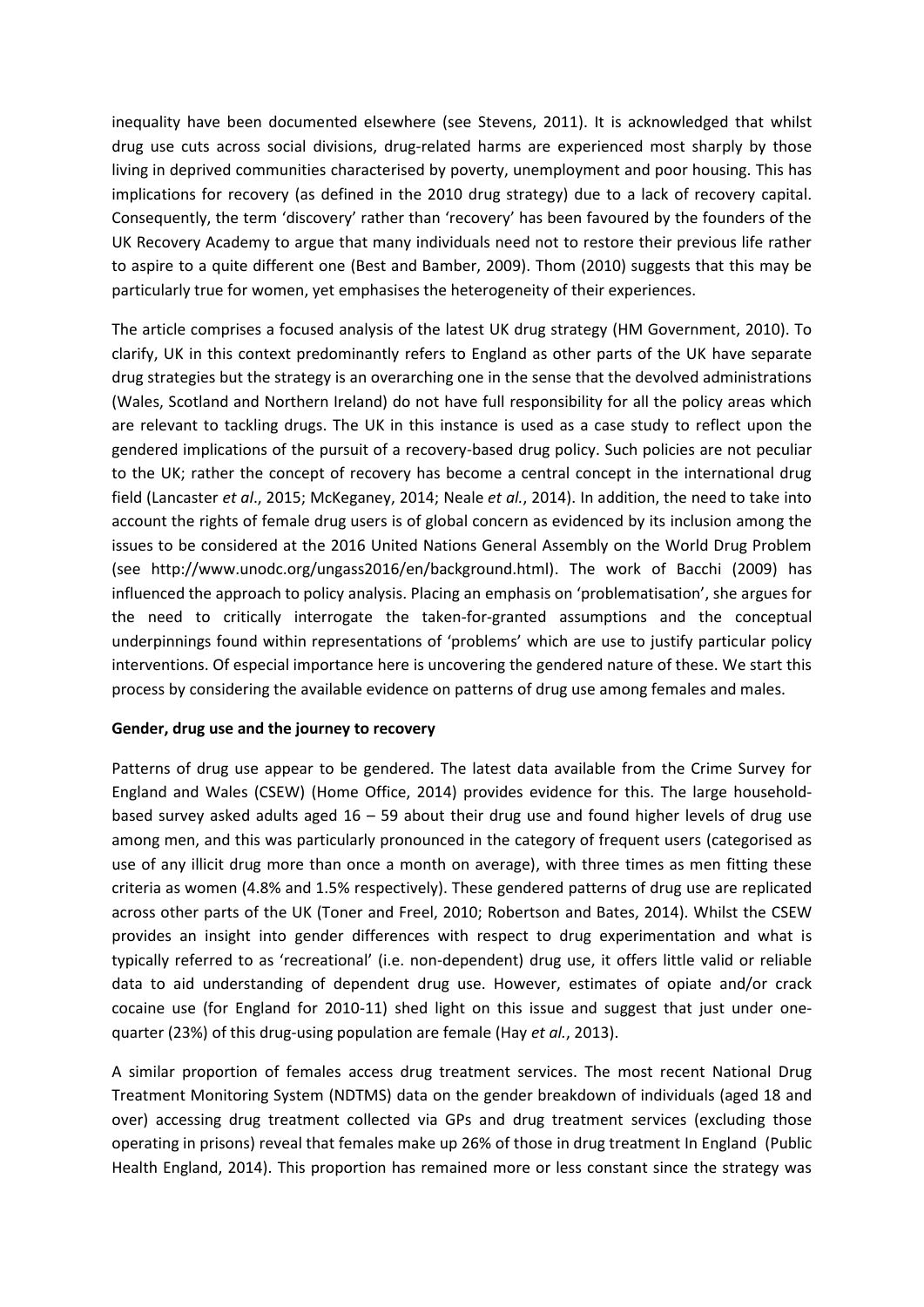inequality have been documented elsewhere (see Stevens, 2011). It is acknowledged that whilst drug use cuts across social divisions, drug-related harms are experienced most sharply by those living in deprived communities characterised by poverty, unemployment and poor housing. This has implications for recovery (as defined in the 2010 drug strategy) due to a lack of recovery capital. Consequently, the term 'discovery' rather than 'recovery' has been favoured by the founders of the UK Recovery Academy to argue that many individuals need not to restore their previous life rather to aspire to a quite different one (Best and Bamber, 2009). Thom (2010) suggests that this may be particularly true for women, yet emphasises the heterogeneity of their experiences.

The article comprises a focused analysis of the latest UK drug strategy (HM Government, 2010). To clarify, UK in this context predominantly refers to England as other parts of the UK have separate drug strategies but the strategy is an overarching one in the sense that the devolved administrations (Wales, Scotland and Northern Ireland) do not have full responsibility for all the policy areas which are relevant to tackling drugs. The UK in this instance is used as a case study to reflect upon the gendered implications of the pursuit of a recovery-based drug policy. Such policies are not peculiar to the UK; rather the concept of recovery has become a central concept in the international drug field (Lancaster *et al*., 2015; McKeganey, 2014; Neale *et al.*, 2014). In addition, the need to take into account the rights of female drug users is of global concern as evidenced by its inclusion among the issues to be considered at the 2016 United Nations General Assembly on the World Drug Problem (see http://www.unodc.org/ungass2016/en/background.html). The work of Bacchi (2009) has influenced the approach to policy analysis. Placing an emphasis on 'problematisation', she argues for the need to critically interrogate the taken-for-granted assumptions and the conceptual underpinnings found within representations of 'problems' which are use to justify particular policy interventions. Of especial importance here is uncovering the gendered nature of these. We start this process by considering the available evidence on patterns of drug use among females and males.

**Gender, drug use and the journey to recovery**

Patterns of drug use appear to be gendered. The latest data available from the Crime Survey for England and Wales (CSEW) (Home Office, 2014) provides evidence for this. The large household-based survey asked adults aged 16 – 59 about their drug use and found higher levels of drug use among men, and this was particularly pronounced in the category of frequent users (categorised as use of any illicit drug more than once a month on average), with three times as men fitting these criteria as women (4.8% and 1.5% respectively). These gendered patterns of drug use are replicated across other parts of the UK (Toner and Freel, 2010; Robertson and Bates, 2014). Whilst the CSEW provides an insight into gender differences with respect to drug experimentation and what is typically referred to as 'recreational' (i.e. non-dependent) drug use, it offers little valid or reliable data to aid understanding of dependent drug use. However, estimates of opiate and/or crack cocaine use (for England for 2010-11) shed light on this issue and suggest that just under one-quarter (23%) of this drug-using population are female (Hay *et al.*, 2013).

A similar proportion of females access drug treatment services. The most recent National Drug Treatment Monitoring System (NDTMS) data on the gender breakdown of individuals (aged 18 and over) accessing drug treatment collected via GPs and drug treatment services (excluding those operating in prisons) reveal that females make up 26% of those in drug treatment In England (Public Health England, 2014). This proportion has remained more or less constant since the strategy was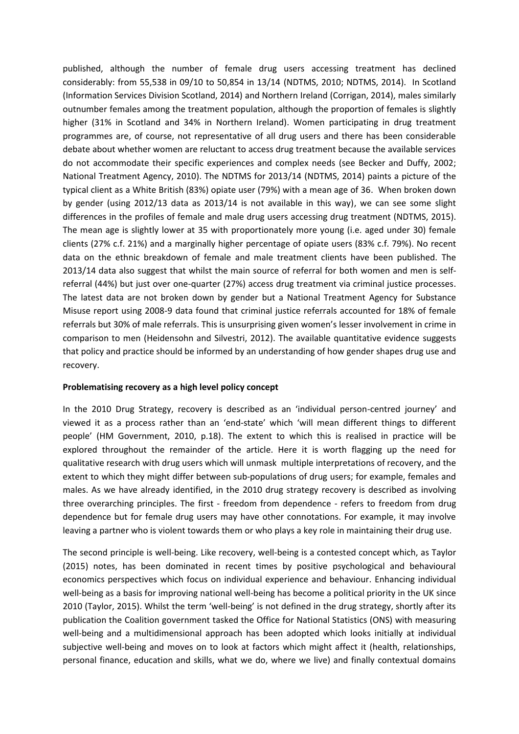published, although the number of female drug users accessing treatment has declined considerably: from 55,538 in 09/10 to 50,854 in 13/14 (NDTMS, 2010; NDTMS, 2014). In Scotland (Information Services Division Scotland, 2014) and Northern Ireland (Corrigan, 2014), males similarly outnumber females among the treatment population, although the proportion of females is slightly higher (31% in Scotland and 34% in Northern Ireland). Women participating in drug treatment programmes are, of course, not representative of all drug users and there has been considerable debate about whether women are reluctant to access drug treatment because the available services do not accommodate their specific experiences and complex needs (see Becker and Duffy, 2002; National Treatment Agency, 2010). The NDTMS for 2013/14 (NDTMS, 2014) paints a picture of the typical client as a White British (83%) opiate user (79%) with a mean age of 36. When broken down by gender (using 2012/13 data as 2013/14 is not available in this way), we can see some slight differences in the profiles of female and male drug users accessing drug treatment (NDTMS, 2015). The mean age is slightly lower at 35 with proportionately more young (i.e. aged under 30) female clients (27% c.f. 21%) and a marginally higher percentage of opiate users (83% c.f. 79%). No recent data on the ethnic breakdown of female and male treatment clients have been published. The 2013/14 data also suggest that whilst the main source of referral for both women and men is self-referral (44%) but just over one-quarter (27%) access drug treatment via criminal justice processes. The latest data are not broken down by gender but a National Treatment Agency for Substance Misuse report using 2008-9 data found that criminal justice referrals accounted for 18% of female referrals but 30% of male referrals. This is unsurprising given women's lesser involvement in crime in comparison to men (Heidensohn and Silvestri, 2012). The available quantitative evidence suggests that policy and practice should be informed by an understanding of how gender shapes drug use and recovery.

**Problematising recovery as a high level policy concept**

In the 2010 Drug Strategy, recovery is described as an 'individual person-centred journey' and viewed it as a process rather than an 'end-state' which 'will mean different things to different people' (HM Government, 2010, p.18). The extent to which this is realised in practice will be explored throughout the remainder of the article. Here it is worth flagging up the need for qualitative research with drug users which will unmask multiple interpretations of recovery, and the extent to which they might differ between sub-populations of drug users; for example, females and males. As we have already identified, in the 2010 drug strategy recovery is described as involving three overarching principles. The first - freedom from dependence - refers to freedom from drug dependence but for female drug users may have other connotations. For example, it may involve leaving a partner who is violent towards them or who plays a key role in maintaining their drug use.

The second principle is well-being. Like recovery, well-being is a contested concept which, as Taylor (2015) notes, has been dominated in recent times by positive psychological and behavioural economics perspectives which focus on individual experience and behaviour. Enhancing individual well-being as a basis for improving national well-being has become a political priority in the UK since 2010 (Taylor, 2015). Whilst the term 'well-being' is not defined in the drug strategy, shortly after its publication the Coalition government tasked the Office for National Statistics (ONS) with measuring well-being and a multidimensional approach has been adopted which looks initially at individual subjective well-being and moves on to look at factors which might affect it (health, relationships, personal finance, education and skills, what we do, where we live) and finally contextual domains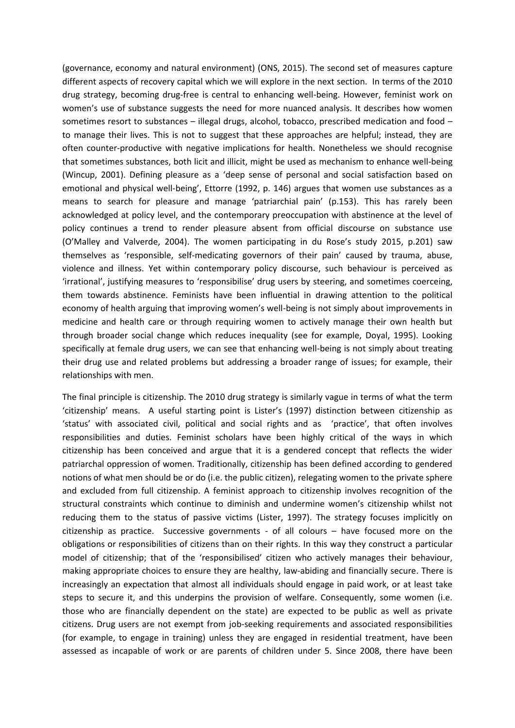(governance, economy and natural environment) (ONS, 2015). The second set of measures capture different aspects of recovery capital which we will explore in the next section. In terms of the 2010 drug strategy, becoming drug-free is central to enhancing well-being. However, feminist work on women's use of substance suggests the need for more nuanced analysis. It describes how women sometimes resort to substances – illegal drugs, alcohol, tobacco, prescribed medication and food – to manage their lives. This is not to suggest that these approaches are helpful; instead, they are often counter-productive with negative implications for health. Nonetheless we should recognise that sometimes substances, both licit and illicit, might be used as mechanism to enhance well-being (Wincup, 2001). Defining pleasure as a 'deep sense of personal and social satisfaction based on emotional and physical well-being', Ettorre (1992, p. 146) argues that women use substances as a means to search for pleasure and manage 'patriarchial pain' (p.153). This has rarely been acknowledged at policy level, and the contemporary preoccupation with abstinence at the level of policy continues a trend to render pleasure absent from official discourse on substance use (O'Malley and Valverde, 2004). The women participating in du Rose's study 2015, p.201) saw themselves as 'responsible, self-medicating governors of their pain' caused by trauma, abuse, violence and illness. Yet within contemporary policy discourse, such behaviour is perceived as 'irrational', justifying measures to 'responsibilise' drug users by steering, and sometimes coerceing, them towards abstinence. Feminists have been influential in drawing attention to the political economy of health arguing that improving women's well-being is not simply about improvements in medicine and health care or through requiring women to actively manage their own health but through broader social change which reduces inequality (see for example, Doyal, 1995). Looking specifically at female drug users, we can see that enhancing well-being is not simply about treating their drug use and related problems but addressing a broader range of issues; for example, their relationships with men.

The final principle is citizenship. The 2010 drug strategy is similarly vague in terms of what the term 'citizenship' means. A useful starting point is Lister's (1997) distinction between citizenship as 'status' with associated civil, political and social rights and as 'practice', that often involves responsibilities and duties. Feminist scholars have been highly critical of the ways in which citizenship has been conceived and argue that it is a gendered concept that reflects the wider patriarchal oppression of women. Traditionally, citizenship has been defined according to gendered notions of what men should be or do (i.e. the public citizen), relegating women to the private sphere and excluded from full citizenship. A feminist approach to citizenship involves recognition of the structural constraints which continue to diminish and undermine women's citizenship whilst not reducing them to the status of passive victims (Lister, 1997). The strategy focuses implicitly on citizenship as practice. Successive governments - of all colours – have focused more on the obligations or responsibilities of citizens than on their rights. In this way they construct a particular model of citizenship; that of the 'responsibilised' citizen who actively manages their behaviour, making appropriate choices to ensure they are healthy, law-abiding and financially secure. There is increasingly an expectation that almost all individuals should engage in paid work, or at least take steps to secure it, and this underpins the provision of welfare. Consequently, some women (i.e. those who are financially dependent on the state) are expected to be public as well as private citizens. Drug users are not exempt from job-seeking requirements and associated responsibilities (for example, to engage in training) unless they are engaged in residential treatment, have been assessed as incapable of work or are parents of children under 5. Since 2008, there have been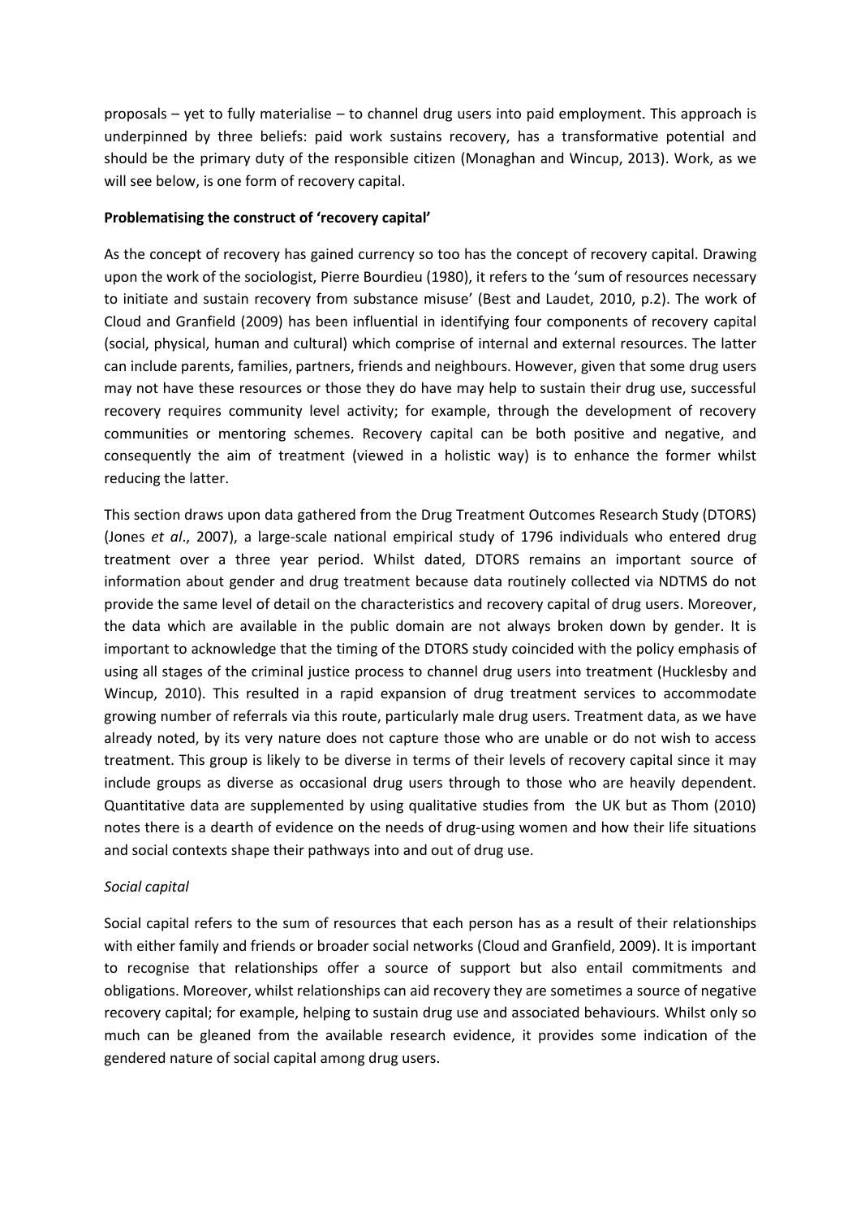proposals – yet to fully materialise – to channel drug users into paid employment. This approach is underpinned by three beliefs: paid work sustains recovery, has a transformative potential and should be the primary duty of the responsible citizen (Monaghan and Wincup, 2013). Work, as we will see below, is one form of recovery capital.

**Problematising the construct of 'recovery capital'**

As the concept of recovery has gained currency so too has the concept of recovery capital. Drawing upon the work of the sociologist, Pierre Bourdieu (1980), it refers to the 'sum of resources necessary to initiate and sustain recovery from substance misuse' (Best and Laudet, 2010, p.2). The work of Cloud and Granfield (2009) has been influential in identifying four components of recovery capital (social, physical, human and cultural) which comprise of internal and external resources. The latter can include parents, families, partners, friends and neighbours. However, given that some drug users may not have these resources or those they do have may help to sustain their drug use, successful recovery requires community level activity; for example, through the development of recovery communities or mentoring schemes. Recovery capital can be both positive and negative, and consequently the aim of treatment (viewed in a holistic way) is to enhance the former whilst reducing the latter.

This section draws upon data gathered from the Drug Treatment Outcomes Research Study (DTORS) (Jones *et al*., 2007), a large-scale national empirical study of 1796 individuals who entered drug treatment over a three year period. Whilst dated, DTORS remains an important source of information about gender and drug treatment because data routinely collected via NDTMS do not provide the same level of detail on the characteristics and recovery capital of drug users. Moreover, the data which are available in the public domain are not always broken down by gender. It is important to acknowledge that the timing of the DTORS study coincided with the policy emphasis of using all stages of the criminal justice process to channel drug users into treatment (Hucklesby and Wincup, 2010). This resulted in a rapid expansion of drug treatment services to accommodate growing number of referrals via this route, particularly male drug users. Treatment data, as we have already noted, by its very nature does not capture those who are unable or do not wish to access treatment. This group is likely to be diverse in terms of their levels of recovery capital since it may include groups as diverse as occasional drug users through to those who are heavily dependent. Quantitative data are supplemented by using qualitative studies from the UK but as Thom (2010) notes there is a dearth of evidence on the needs of drug-using women and how their life situations and social contexts shape their pathways into and out of drug use.

*Social capital*

Social capital refers to the sum of resources that each person has as a result of their relationships with either family and friends or broader social networks (Cloud and Granfield, 2009). It is important to recognise that relationships offer a source of support but also entail commitments and obligations. Moreover, whilst relationships can aid recovery they are sometimes a source of negative recovery capital; for example, helping to sustain drug use and associated behaviours. Whilst only so much can be gleaned from the available research evidence, it provides some indication of the gendered nature of social capital among drug users.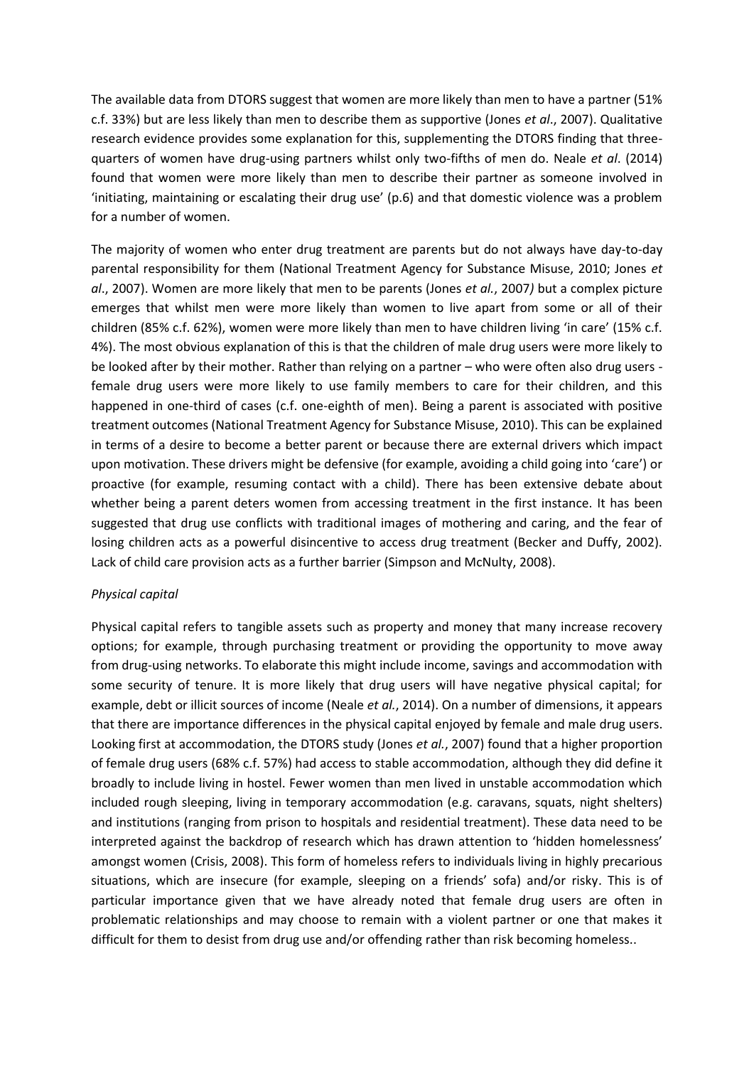The available data from DTORS suggest that women are more likely than men to have a partner (51% c.f. 33%) but are less likely than men to describe them as supportive (Jones *et al*., 2007). Qualitative research evidence provides some explanation for this, supplementing the DTORS finding that three-quarters of women have drug-using partners whilst only two-fifths of men do. Neale *et al*. (2014) found that women were more likely than men to describe their partner as someone involved in 'initiating, maintaining or escalating their drug use' (p.6) and that domestic violence was a problem for a number of women.

The majority of women who enter drug treatment are parents but do not always have day-to-day parental responsibility for them (National Treatment Agency for Substance Misuse, 2010; Jones *et al*., 2007). Women are more likely that men to be parents (Jones *et al.*, 2007) but a complex picture emerges that whilst men were more likely than women to live apart from some or all of their children (85% c.f. 62%), women were more likely than men to have children living 'in care' (15% c.f. 4%). The most obvious explanation of this is that the children of male drug users were more likely to be looked after by their mother. Rather than relying on a partner – who were often also drug users - female drug users were more likely to use family members to care for their children, and this happened in one-third of cases (c.f. one-eighth of men). Being a parent is associated with positive treatment outcomes (National Treatment Agency for Substance Misuse, 2010). This can be explained in terms of a desire to become a better parent or because there are external drivers which impact upon motivation. These drivers might be defensive (for example, avoiding a child going into 'care') or proactive (for example, resuming contact with a child). There has been extensive debate about whether being a parent deters women from accessing treatment in the first instance. It has been suggested that drug use conflicts with traditional images of mothering and caring, and the fear of losing children acts as a powerful disincentive to access drug treatment (Becker and Duffy, 2002). Lack of child care provision acts as a further barrier (Simpson and McNulty, 2008).

*Physical capital*

Physical capital refers to tangible assets such as property and money that many increase recovery options; for example, through purchasing treatment or providing the opportunity to move away from drug-using networks. To elaborate this might include income, savings and accommodation with some security of tenure. It is more likely that drug users will have negative physical capital; for example, debt or illicit sources of income (Neale *et al.*, 2014). On a number of dimensions, it appears that there are importance differences in the physical capital enjoyed by female and male drug users. Looking first at accommodation, the DTORS study (Jones *et al.*, 2007) found that a higher proportion of female drug users (68% c.f. 57%) had access to stable accommodation, although they did define it broadly to include living in hostel. Fewer women than men lived in unstable accommodation which included rough sleeping, living in temporary accommodation (e.g. caravans, squats, night shelters) and institutions (ranging from prison to hospitals and residential treatment). These data need to be interpreted against the backdrop of research which has drawn attention to 'hidden homelessness' amongst women (Crisis, 2008). This form of homeless refers to individuals living in highly precarious situations, which are insecure (for example, sleeping on a friends' sofa) and/or risky. This is of particular importance given that we have already noted that female drug users are often in problematic relationships and may choose to remain with a violent partner or one that makes it difficult for them to desist from drug use and/or offending rather than risk becoming homeless..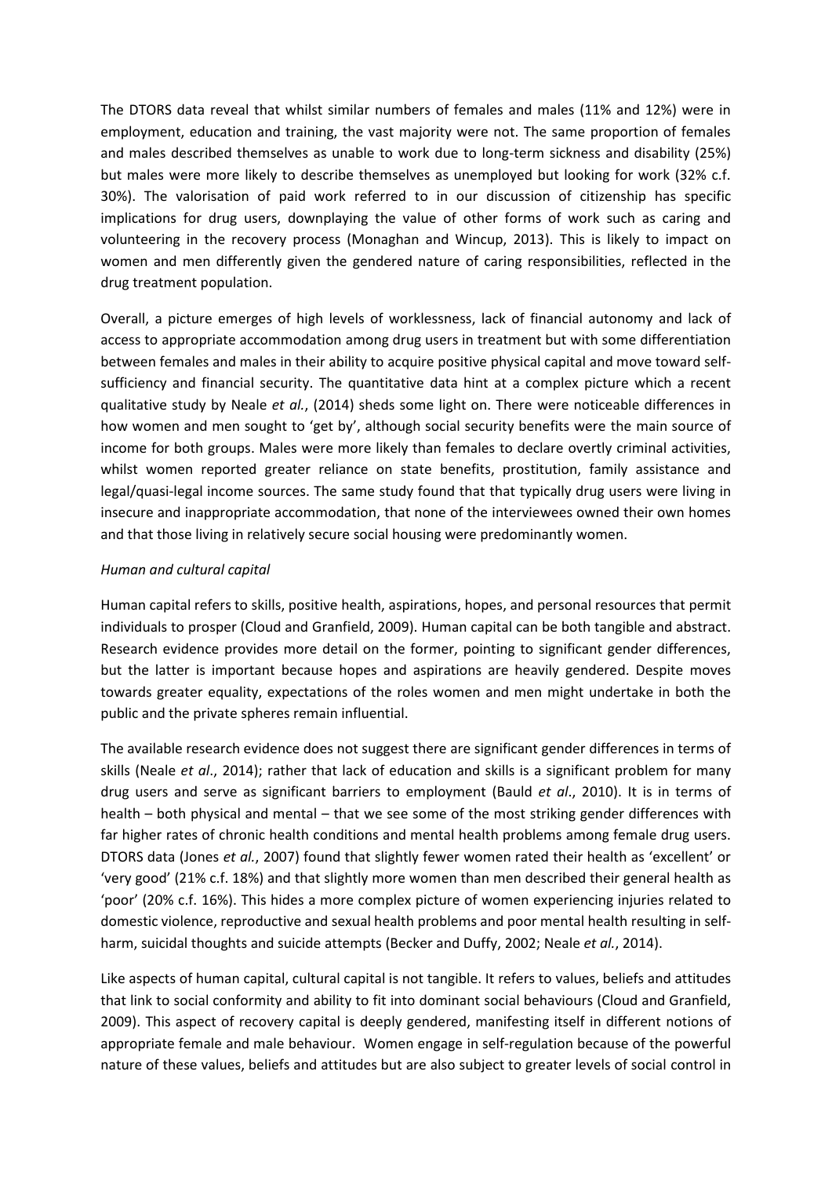The DTORS data reveal that whilst similar numbers of females and males (11% and 12%) were in employment, education and training, the vast majority were not. The same proportion of females and males described themselves as unable to work due to long-term sickness and disability (25%) but males were more likely to describe themselves as unemployed but looking for work (32% c.f. 30%). The valorisation of paid work referred to in our discussion of citizenship has specific implications for drug users, downplaying the value of other forms of work such as caring and volunteering in the recovery process (Monaghan and Wincup, 2013). This is likely to impact on women and men differently given the gendered nature of caring responsibilities, reflected in the drug treatment population.

Overall, a picture emerges of high levels of worklessness, lack of financial autonomy and lack of access to appropriate accommodation among drug users in treatment but with some differentiation between females and males in their ability to acquire positive physical capital and move toward self-sufficiency and financial security. The quantitative data hint at a complex picture which a recent qualitative study by Neale *et al.*, (2014) sheds some light on. There were noticeable differences in how women and men sought to 'get by', although social security benefits were the main source of income for both groups. Males were more likely than females to declare overtly criminal activities, whilst women reported greater reliance on state benefits, prostitution, family assistance and legal/quasi-legal income sources. The same study found that that typically drug users were living in insecure and inappropriate accommodation, that none of the interviewees owned their own homes and that those living in relatively secure social housing were predominantly women.

*Human and cultural capital*

Human capital refers to skills, positive health, aspirations, hopes, and personal resources that permit individuals to prosper (Cloud and Granfield, 2009). Human capital can be both tangible and abstract. Research evidence provides more detail on the former, pointing to significant gender differences, but the latter is important because hopes and aspirations are heavily gendered. Despite moves towards greater equality, expectations of the roles women and men might undertake in both the public and the private spheres remain influential.

The available research evidence does not suggest there are significant gender differences in terms of skills (Neale *et al*., 2014); rather that lack of education and skills is a significant problem for many drug users and serve as significant barriers to employment (Bauld *et al*., 2010). It is in terms of health – both physical and mental – that we see some of the most striking gender differences with far higher rates of chronic health conditions and mental health problems among female drug users. DTORS data (Jones *et al.*, 2007) found that slightly fewer women rated their health as 'excellent' or 'very good' (21% c.f. 18%) and that slightly more women than men described their general health as 'poor' (20% c.f. 16%). This hides a more complex picture of women experiencing injuries related to domestic violence, reproductive and sexual health problems and poor mental health resulting in self-harm, suicidal thoughts and suicide attempts (Becker and Duffy, 2002; Neale *et al.*, 2014).

Like aspects of human capital, cultural capital is not tangible. It refers to values, beliefs and attitudes that link to social conformity and ability to fit into dominant social behaviours (Cloud and Granfield, 2009). This aspect of recovery capital is deeply gendered, manifesting itself in different notions of appropriate female and male behaviour. Women engage in self-regulation because of the powerful nature of these values, beliefs and attitudes but are also subject to greater levels of social control in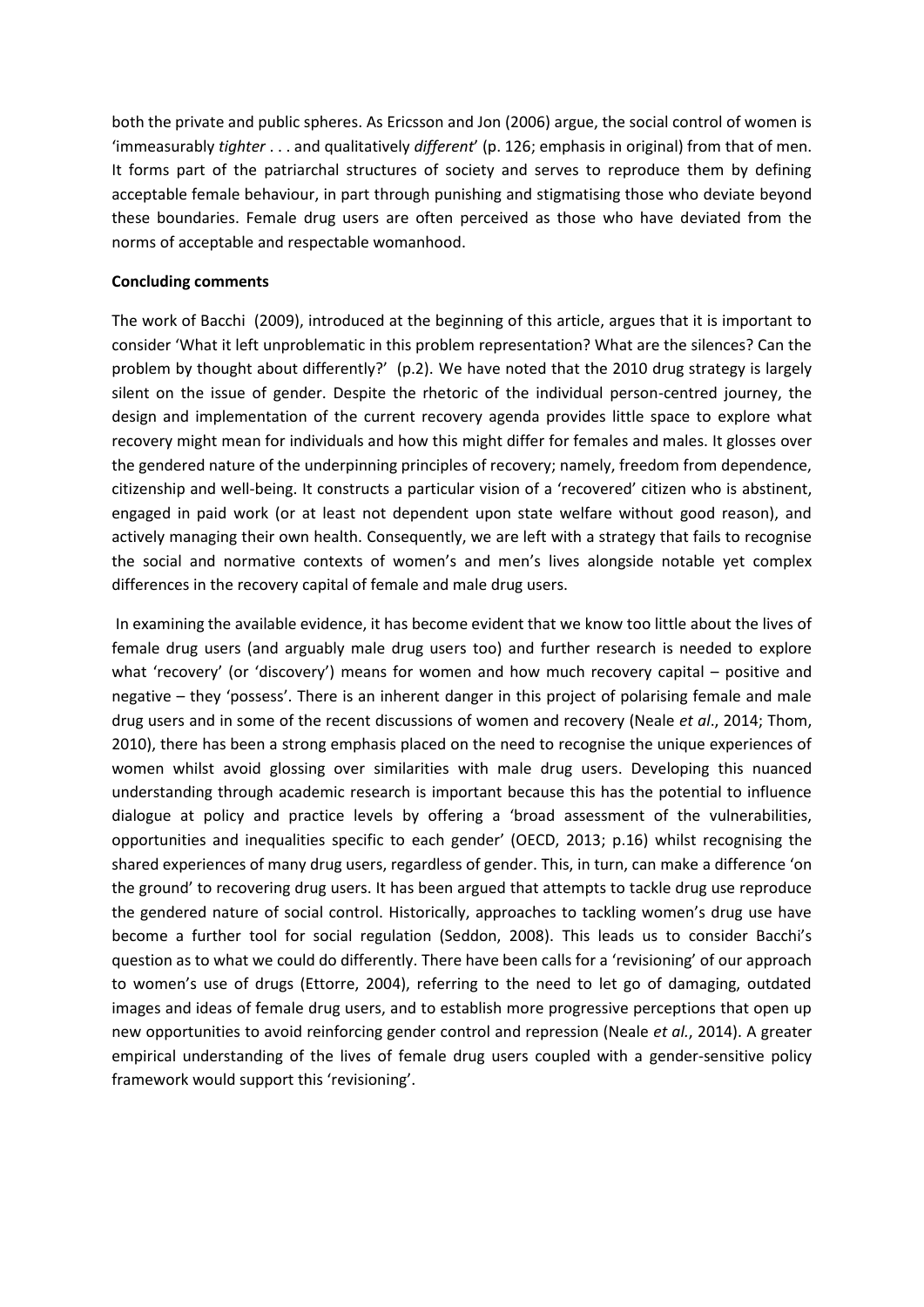both the private and public spheres. As Ericsson and Jon (2006) argue, the social control of women is 'immeasurably *tighter* . . . and qualitatively *different*' (p. 126; emphasis in original) from that of men. It forms part of the patriarchal structures of society and serves to reproduce them by defining acceptable female behaviour, in part through punishing and stigmatising those who deviate beyond these boundaries. Female drug users are often perceived as those who have deviated from the norms of acceptable and respectable womanhood.

**Concluding comments**

The work of Bacchi (2009), introduced at the beginning of this article, argues that it is important to consider 'What it left unproblematic in this problem representation? What are the silences? Can the problem by thought about differently?' (p.2). We have noted that the 2010 drug strategy is largely silent on the issue of gender. Despite the rhetoric of the individual person-centred journey, the design and implementation of the current recovery agenda provides little space to explore what recovery might mean for individuals and how this might differ for females and males. It glosses over the gendered nature of the underpinning principles of recovery; namely, freedom from dependence, citizenship and well-being. It constructs a particular vision of a 'recovered' citizen who is abstinent, engaged in paid work (or at least not dependent upon state welfare without good reason), and actively managing their own health. Consequently, we are left with a strategy that fails to recognise the social and normative contexts of women's and men's lives alongside notable yet complex differences in the recovery capital of female and male drug users.

In examining the available evidence, it has become evident that we know too little about the lives of female drug users (and arguably male drug users too) and further research is needed to explore what 'recovery' (or 'discovery') means for women and how much recovery capital – positive and negative – they 'possess'. There is an inherent danger in this project of polarising female and male drug users and in some of the recent discussions of women and recovery (Neale *et al*., 2014; Thom, 2010), there has been a strong emphasis placed on the need to recognise the unique experiences of women whilst avoid glossing over similarities with male drug users. Developing this nuanced understanding through academic research is important because this has the potential to influence dialogue at policy and practice levels by offering a 'broad assessment of the vulnerabilities, opportunities and inequalities specific to each gender' (OECD, 2013; p.16) whilst recognising the shared experiences of many drug users, regardless of gender. This, in turn, can make a difference 'on the ground' to recovering drug users. It has been argued that attempts to tackle drug use reproduce the gendered nature of social control. Historically, approaches to tackling women's drug use have become a further tool for social regulation (Seddon, 2008). This leads us to consider Bacchi's question as to what we could do differently. There have been calls for a 'revisioning' of our approach to women's use of drugs (Ettorre, 2004), referring to the need to let go of damaging, outdated images and ideas of female drug users, and to establish more progressive perceptions that open up new opportunities to avoid reinforcing gender control and repression (Neale *et al.*, 2014). A greater empirical understanding of the lives of female drug users coupled with a gender-sensitive policy framework would support this 'revisioning'.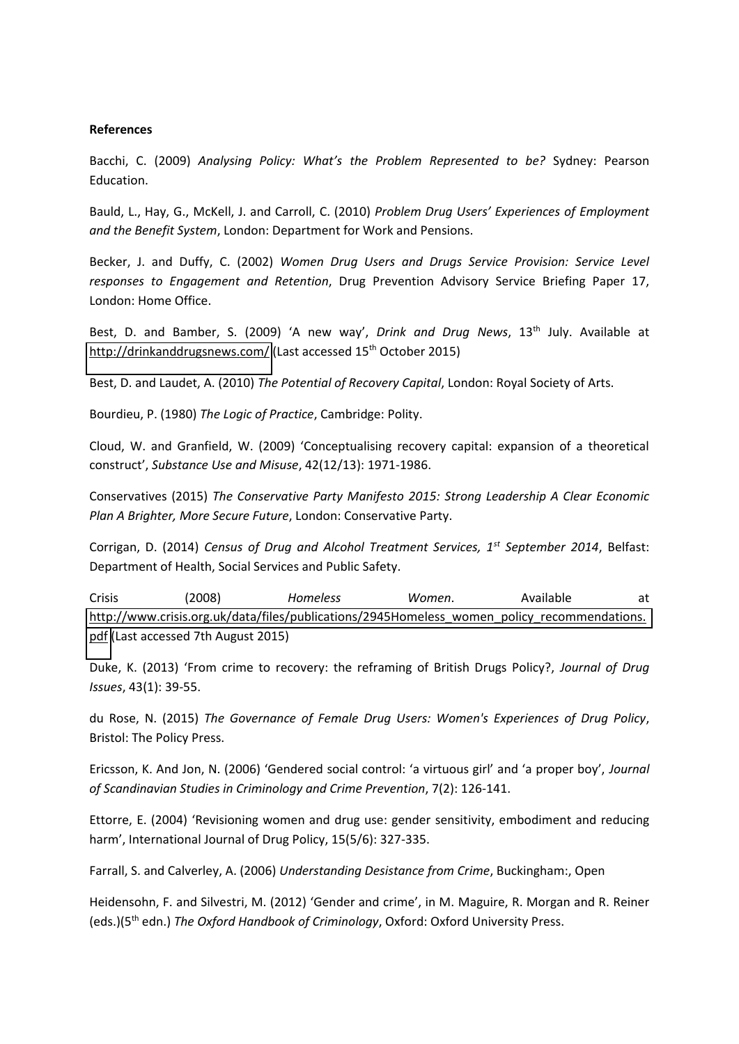**References**

Bacchi, C. (2009) *Analysing Policy: What's the Problem Represented to be?* Sydney: Pearson Education.

Bauld, L., Hay, G., McKell, J. and Carroll, C. (2010) *Problem Drug Users' Experiences of Employment and the Benefit System*, London: Department for Work and Pensions.

Becker, J. and Duffy, C. (2002) *Women Drug Users and Drugs Service Provision: Service Level responses to Engagement and Retention*, Drug Prevention Advisory Service Briefing Paper 17, London: Home Office.

Best, D. and Bamber, S. (2009) 'A new way', *Drink and Drug News*, 13th July. Available at http://drinkanddrugsnews.com/ (Last accessed 15th October 2015)

Best, D. and Laudet, A. (2010) *The Potential of Recovery Capital*, London: Royal Society of Arts.

Bourdieu, P. (1980) *The Logic of Practice*, Cambridge: Polity.

Cloud, W. and Granfield, W. (2009) 'Conceptualising recovery capital: expansion of a theoretical construct', *Substance Use and Misuse*, 42(12/13): 1971-1986.

Conservatives (2015) *The Conservative Party Manifesto 2015: Strong Leadership A Clear Economic Plan A Brighter, More Secure Future*, London: Conservative Party.

Corrigan, D. (2014) *Census of Drug and Alcohol Treatment Services, 1st September 2014*, Belfast: Department of Health, Social Services and Public Safety.

Crisis (2008) *Homeless Women*. Available at http://www.crisis.org.uk/data/files/publications/2945Homeless_women_policy_recommendations.pdf (Last accessed 7th August 2015)

Duke, K. (2013) 'From crime to recovery: the reframing of British Drugs Policy?, *Journal of Drug Issues*, 43(1): 39-55.

du Rose, N. (2015) *The Governance of Female Drug Users: Women's Experiences of Drug Policy*, Bristol: The Policy Press.

Ericsson, K. And Jon, N. (2006) 'Gendered social control: 'a virtuous girl' and 'a proper boy', *Journal of Scandinavian Studies in Criminology and Crime Prevention*, 7(2): 126-141.

Ettorre, E. (2004) 'Revisioning women and drug use: gender sensitivity, embodiment and reducing harm', International Journal of Drug Policy, 15(5/6): 327-335.

Farrall, S. and Calverley, A. (2006) *Understanding Desistance from Crime*, Buckingham:, Open

Heidensohn, F. and Silvestri, M. (2012) 'Gender and crime', in M. Maguire, R. Morgan and R. Reiner (eds.)(5th edn.) *The Oxford Handbook of Criminology*, Oxford: Oxford University Press.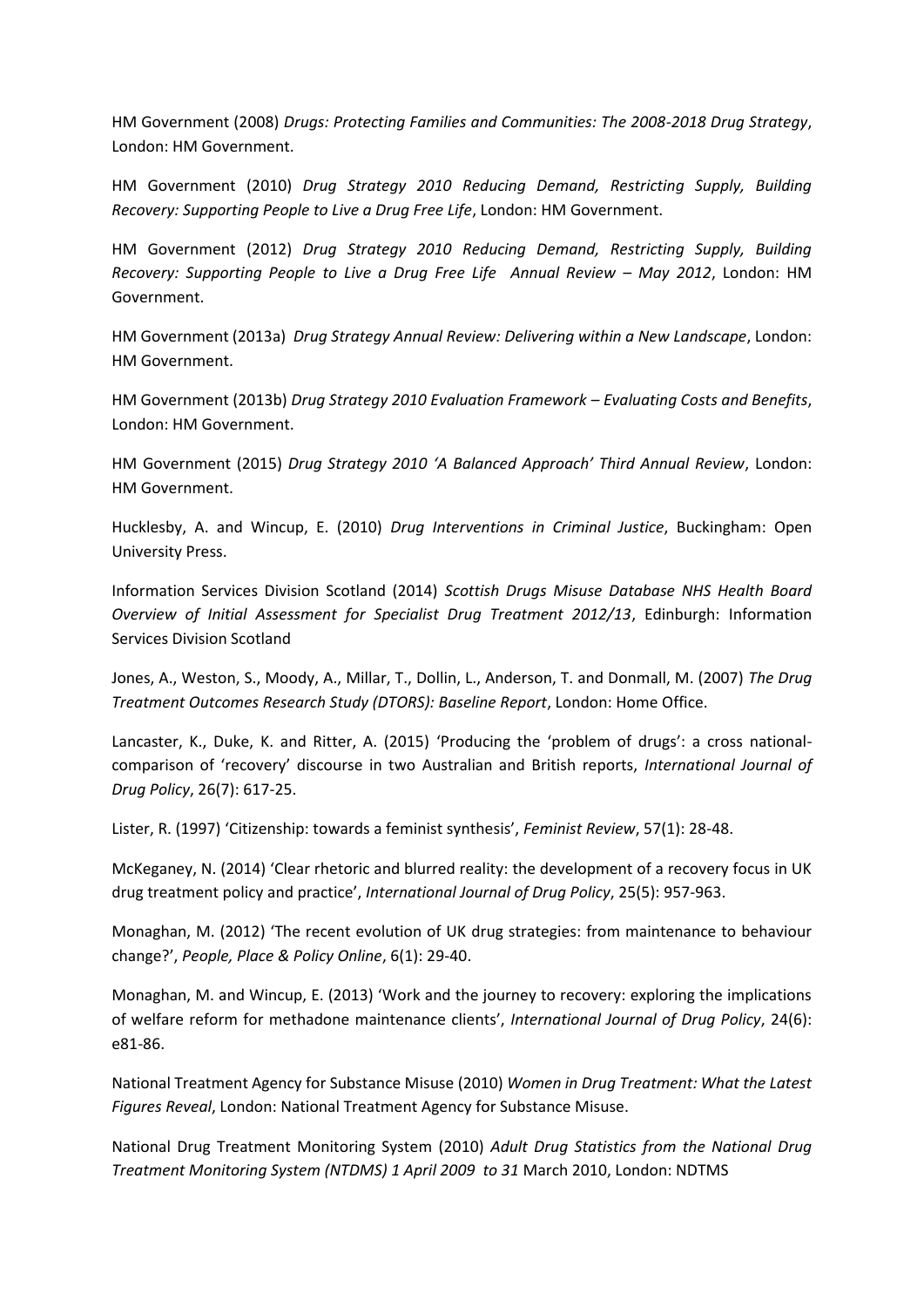HM Government (2008) *Drugs: Protecting Families and Communities: The 2008-2018 Drug Strategy*, London: HM Government.

HM Government (2010) *Drug Strategy 2010 Reducing Demand, Restricting Supply, Building Recovery: Supporting People to Live a Drug Free Life*, London: HM Government.

HM Government (2012) *Drug Strategy 2010 Reducing Demand, Restricting Supply, Building Recovery: Supporting People to Live a Drug Free Life Annual Review – May 2012*, London: HM Government.

HM Government (2013a) *Drug Strategy Annual Review: Delivering within a New Landscape*, London: HM Government.

HM Government (2013b) *Drug Strategy 2010 Evaluation Framework – Evaluating Costs and Benefits*, London: HM Government.

HM Government (2015) *Drug Strategy 2010 'A Balanced Approach' Third Annual Review*, London: HM Government.

Hucklesby, A. and Wincup, E. (2010) *Drug Interventions in Criminal Justice*, Buckingham: Open University Press.

Information Services Division Scotland (2014) *Scottish Drugs Misuse Database NHS Health Board Overview of Initial Assessment for Specialist Drug Treatment 2012/13*, Edinburgh: Information Services Division Scotland

Jones, A., Weston, S., Moody, A., Millar, T., Dollin, L., Anderson, T. and Donmall, M. (2007) *The Drug Treatment Outcomes Research Study (DTORS): Baseline Report*, London: Home Office.

Lancaster, K., Duke, K. and Ritter, A. (2015) 'Producing the 'problem of drugs': a cross national-comparison of 'recovery' discourse in two Australian and British reports, *International Journal of Drug Policy*, 26(7): 617-25.

Lister, R. (1997) 'Citizenship: towards a feminist synthesis', *Feminist Review*, 57(1): 28-48.

McKeganey, N. (2014) 'Clear rhetoric and blurred reality: the development of a recovery focus in UK drug treatment policy and practice', *International Journal of Drug Policy*, 25(5): 957-963.

Monaghan, M. (2012) 'The recent evolution of UK drug strategies: from maintenance to behaviour change?', *People, Place & Policy Online*, 6(1): 29-40.

Monaghan, M. and Wincup, E. (2013) 'Work and the journey to recovery: exploring the implications of welfare reform for methadone maintenance clients', *International Journal of Drug Policy*, 24(6): e81-86.

National Treatment Agency for Substance Misuse (2010) *Women in Drug Treatment: What the Latest Figures Reveal*, London: National Treatment Agency for Substance Misuse.

National Drug Treatment Monitoring System (2010) *Adult Drug Statistics from the National Drug Treatment Monitoring System (NTDMS) 1 April 2009 to 31* March 2010, London: NDTMS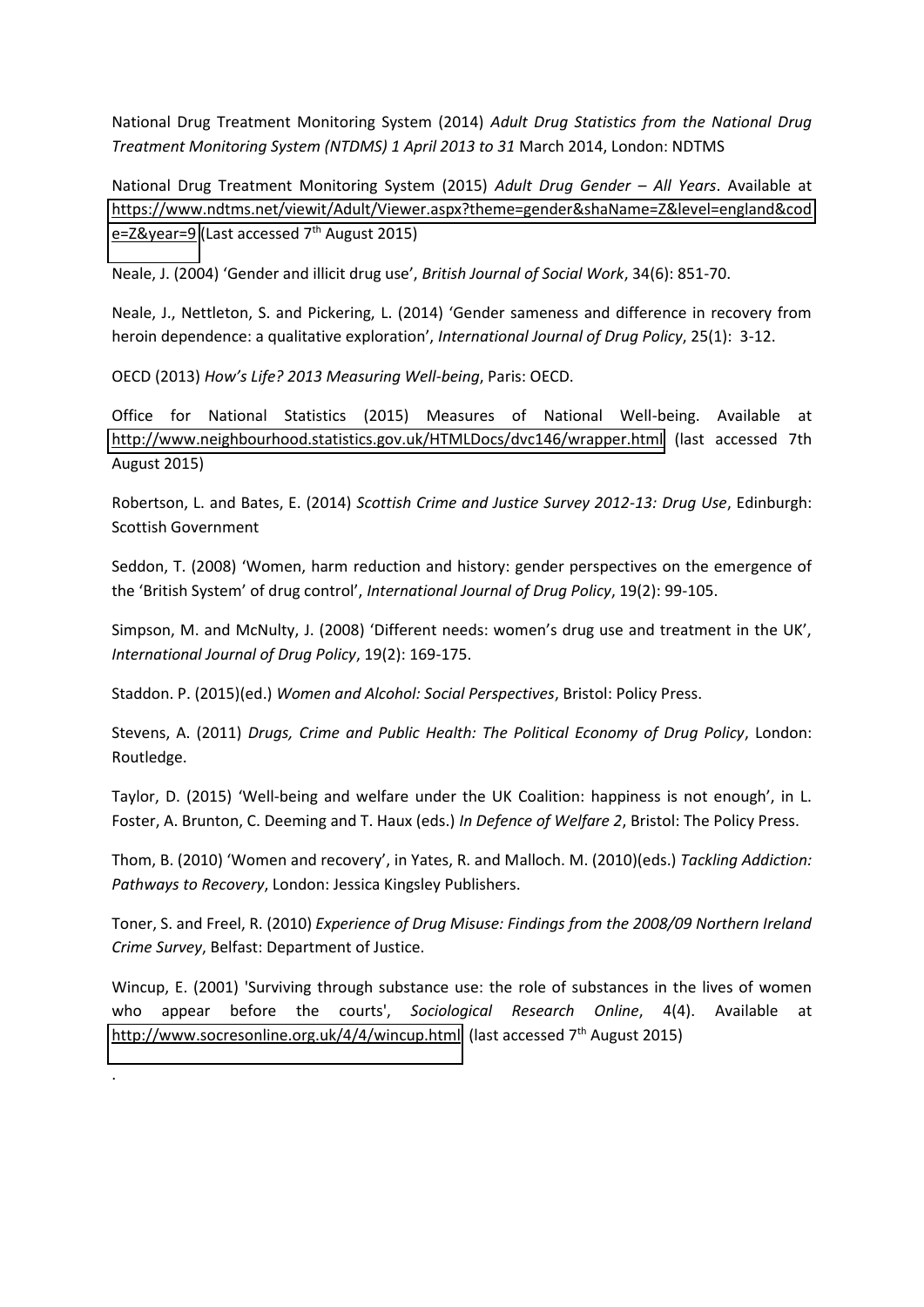National Drug Treatment Monitoring System (2014) *Adult Drug Statistics from the National Drug Treatment Monitoring System (NTDMS) 1 April 2013 to 31* March 2014, London: NDTMS

National Drug Treatment Monitoring System (2015) *Adult Drug Gender – All Years*. Available at https://www.ndtms.net/viewit/Adult/Viewer.aspx?theme=gender&shaName=Z&level=england&code=Z&year=9 (Last accessed 7th August 2015)

Neale, J. (2004) 'Gender and illicit drug use', *British Journal of Social Work*, 34(6): 851-70.

Neale, J., Nettleton, S. and Pickering, L. (2014) 'Gender sameness and difference in recovery from heroin dependence: a qualitative exploration', *International Journal of Drug Policy*, 25(1): 3-12.

OECD (2013) *How's Life? 2013 Measuring Well-being*, Paris: OECD.

Office for National Statistics (2015) Measures of National Well-being. Available at http://www.neighbourhood.statistics.gov.uk/HTMLDocs/dvc146/wrapper.html (last accessed 7th August 2015)

Robertson, L. and Bates, E. (2014) *Scottish Crime and Justice Survey 2012-13: Drug Use*, Edinburgh: Scottish Government

Seddon, T. (2008) 'Women, harm reduction and history: gender perspectives on the emergence of the 'British System' of drug control', *International Journal of Drug Policy*, 19(2): 99-105.

Simpson, M. and McNulty, J. (2008) 'Different needs: women's drug use and treatment in the UK', *International Journal of Drug Policy*, 19(2): 169-175.

Staddon. P. (2015)(ed.) *Women and Alcohol: Social Perspectives*, Bristol: Policy Press.

Stevens, A. (2011) *Drugs, Crime and Public Health: The Political Economy of Drug Policy*, London: Routledge.

Taylor, D. (2015) 'Well-being and welfare under the UK Coalition: happiness is not enough', in L. Foster, A. Brunton, C. Deeming and T. Haux (eds.) *In Defence of Welfare 2*, Bristol: The Policy Press.

Thom, B. (2010) 'Women and recovery', in Yates, R. and Malloch. M. (2010)(eds.) *Tackling Addiction: Pathways to Recovery*, London: Jessica Kingsley Publishers.

Toner, S. and Freel, R. (2010) *Experience of Drug Misuse: Findings from the 2008/09 Northern Ireland Crime Survey*, Belfast: Department of Justice.

Wincup, E. (2001) 'Surviving through substance use: the role of substances in the lives of women who appear before the courts', *Sociological Research Online*, 4(4). Available at http://www.socresonline.org.uk/4/4/wincup.html (last accessed 7th August 2015)

.